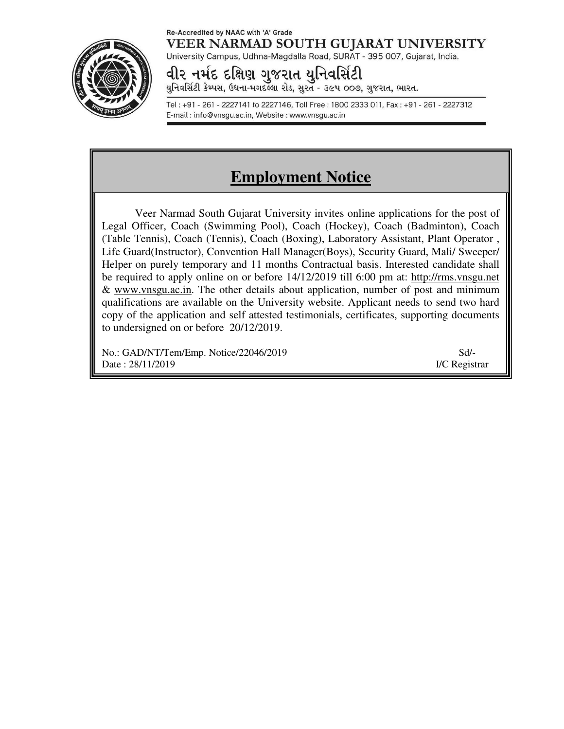Re-Accredited by NAAC with 'A' Grade

# VEER NARMAD SOUTH GUJARAT UNIVERSITY

University Campus, Udhna-Magdalla Road, SURAT - 395 007, Gujarat, India.

# વીર નર્મદ દક્ષિણ ગુજરાત યુનિવર્સિટી

યુનિવર્સિટી કેમ્પસ, ઉધના-મગદલ્લા રોડ, સુરત - ૩૯૫ ૦૦૭, ગુજરાત, ભારત.

Tel : +91 - 261 - 2227141 to 2227146, Toll Free : 1800 2333 011, Fax : +91 - 261 - 2227312
E-mail : info@vnsgu.ac.in, Website : www.vnsgu.ac.in

## Employment Notice

Veer Narmad South Gujarat University invites online applications for the post of Legal Officer, Coach (Swimming Pool), Coach (Hockey), Coach (Badminton), Coach (Table Tennis), Coach (Tennis), Coach (Boxing), Laboratory Assistant, Plant Operator , Life Guard(Instructor), Convention Hall Manager(Boys), Security Guard, Mali/ Sweeper/ Helper on purely temporary and 11 months Contractual basis. Interested candidate shall be required to apply online on or before 14/12/2019 till 6:00 pm at: http://rms.vnsgu.net & www.vnsgu.ac.in. The other details about application, number of post and minimum qualifications are available on the University website. Applicant needs to send two hard copy of the application and self attested testimonials, certificates, supporting documents to undersigned on or before 20/12/2019.

No.: GAD/NT/Tem/Emp. Notice/22046/2019
Date : 28/11/2019

Sd/-
I/C Registrar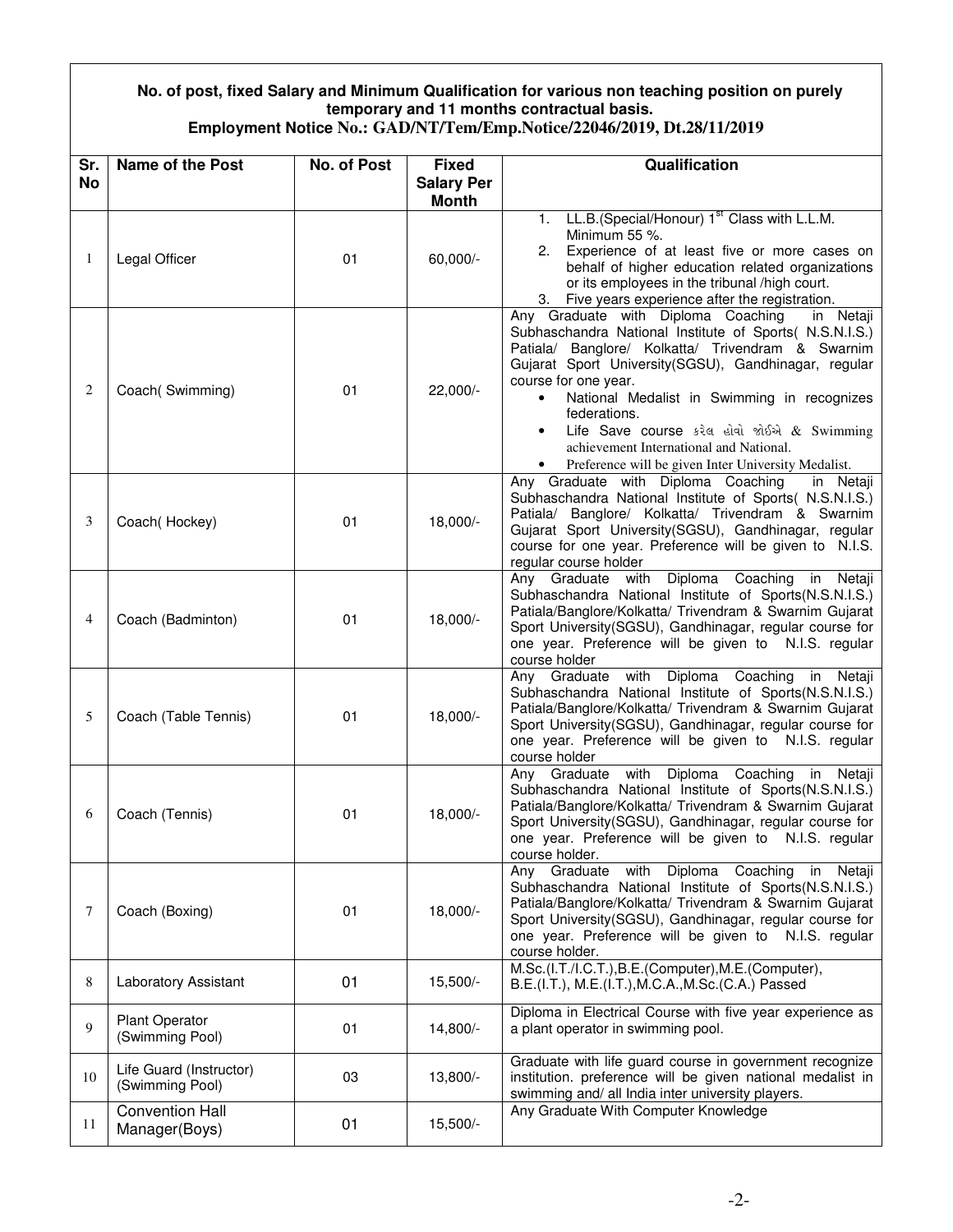**No. of post, fixed Salary and Minimum Qualification for various non teaching position on purely temporary and 11 months contractual basis.**

**Employment Notice No.: GAD/NT/Tem/Emp.Notice/22046/2019, Dt.28/11/2019**

| Sr. No | Name of the Post | No. of Post | Fixed Salary Per Month | Qualification |
|---|---|---|---|---|
| 1 | Legal Officer | 01 | 60,000/- | 1. LL.B.(Special/Honour) 1st Class with L.L.M. Minimum 55 %.<br>2. Experience of at least five or more cases on behalf of higher education related organizations or its employees in the tribunal /high court.<br>3. Five years experience after the registration. |
| 2 | Coach( Swimming) | 01 | 22,000/- | Any Graduate with Diploma Coaching in Netaji Subhaschandra National Institute of Sports( N.S.N.I.S.) Patiala/ Banglore/ Kolkatta/ Trivendram & Swarnim Gujarat Sport University(SGSU), Gandhinagar, regular course for one year.<br>• National Medalist in Swimming in recognizes federations.<br>• Life Save course કરેલ હોવો જોઈએ & Swimming achievement International and National.<br>• Preference will be given Inter University Medalist. |
| 3 | Coach( Hockey) | 01 | 18,000/- | Any Graduate with Diploma Coaching in Netaji Subhaschandra National Institute of Sports( N.S.N.I.S.) Patiala/ Banglore/ Kolkatta/ Trivendram & Swarnim Gujarat Sport University(SGSU), Gandhinagar, regular course for one year. Preference will be given to N.I.S. regular course holder |
| 4 | Coach (Badminton) | 01 | 18,000/- | Any Graduate with Diploma Coaching in Netaji Subhaschandra National Institute of Sports(N.S.N.I.S.) Patiala/Banglore/Kolkatta/ Trivendram & Swarnim Gujarat Sport University(SGSU), Gandhinagar, regular course for one year. Preference will be given to N.I.S. regular course holder |
| 5 | Coach (Table Tennis) | 01 | 18,000/- | Any Graduate with Diploma Coaching in Netaji Subhaschandra National Institute of Sports(N.S.N.I.S.) Patiala/Banglore/Kolkatta/ Trivendram & Swarnim Gujarat Sport University(SGSU), Gandhinagar, regular course for one year. Preference will be given to N.I.S. regular course holder |
| 6 | Coach (Tennis) | 01 | 18,000/- | Any Graduate with Diploma Coaching in Netaji Subhaschandra National Institute of Sports(N.S.N.I.S.) Patiala/Banglore/Kolkatta/ Trivendram & Swarnim Gujarat Sport University(SGSU), Gandhinagar, regular course for one year. Preference will be given to N.I.S. regular course holder. |
| 7 | Coach (Boxing) | 01 | 18,000/- | Any Graduate with Diploma Coaching in Netaji Subhaschandra National Institute of Sports(N.S.N.I.S.) Patiala/Banglore/Kolkatta/ Trivendram & Swarnim Gujarat Sport University(SGSU), Gandhinagar, regular course for one year. Preference will be given to N.I.S. regular course holder. |
| 8 | Laboratory Assistant | 01 | 15,500/- | M.Sc.(I.T./I.C.T.),B.E.(Computer),M.E.(Computer), B.E.(I.T.), M.E.(I.T.),M.C.A.,M.Sc.(C.A.) Passed |
| 9 | Plant Operator (Swimming Pool) | 01 | 14,800/- | Diploma in Electrical Course with five year experience as a plant operator in swimming pool. |
| 10 | Life Guard (Instructor) (Swimming Pool) | 03 | 13,800/- | Graduate with life guard course in government recognize institution. preference will be given national medalist in swimming and/ all India inter university players. |
| 11 | Convention Hall Manager(Boys) | 01 | 15,500/- | Any Graduate With Computer Knowledge |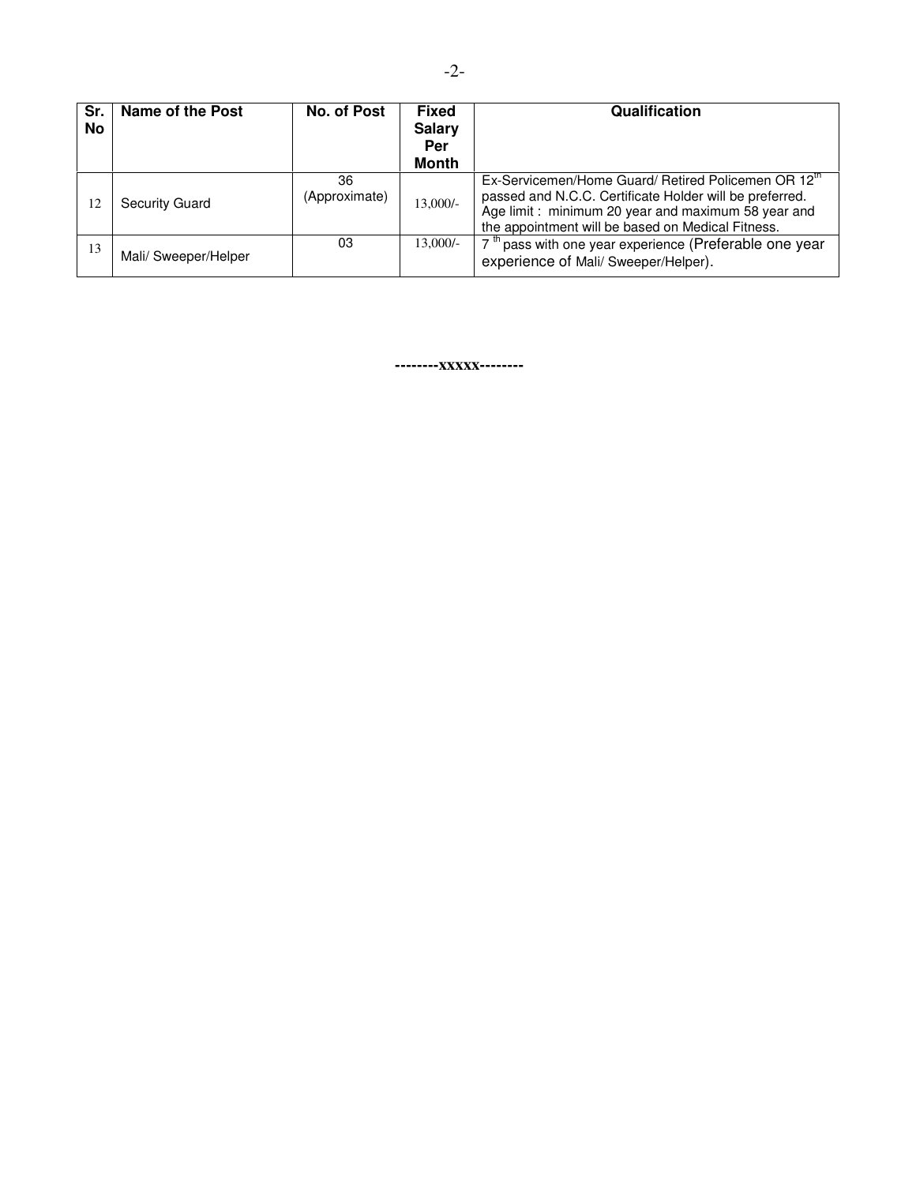| Sr. No | Name of the Post | No. of Post | Fixed Salary Per Month | Qualification |
|---|---|---|---|---|
| 12 | Security Guard | 36 (Approximate) | 13,000/- | Ex-Servicemen/Home Guard/ Retired Policemen OR 12th passed and N.C.C. Certificate Holder will be preferred. Age limit : minimum 20 year and maximum 58 year and the appointment will be based on Medical Fitness. |
| 13 | Mali/ Sweeper/Helper | 03 | 13,000/- | 7th pass with one year experience (Preferable one year experience of Mali/ Sweeper/Helper). |

**--------xxxxx--------**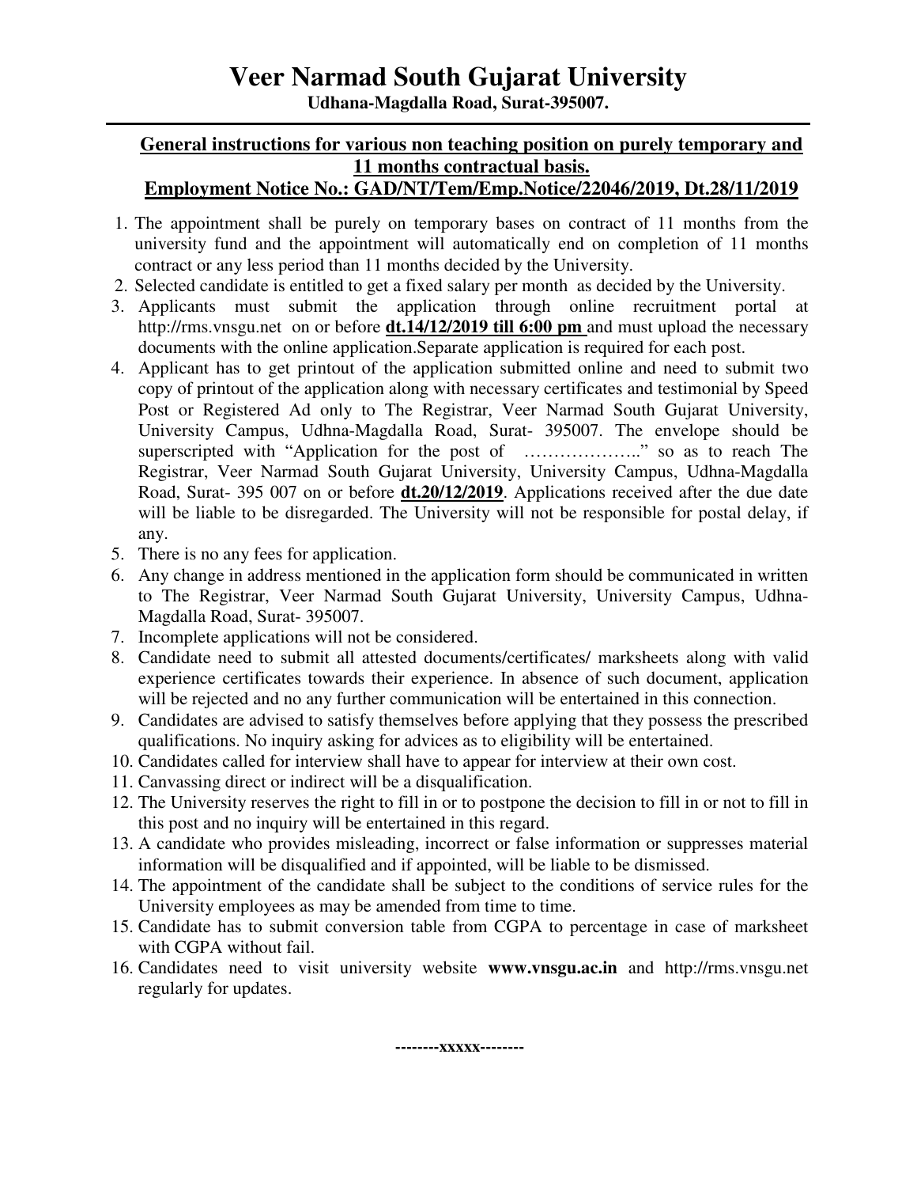# Veer Narmad South Gujarat University

**Udhana-Magdalla Road, Surat-395007.**

---

## General instructions for various non teaching position on purely temporary and 11 months contractual basis.

## Employment Notice No.: GAD/NT/Tem/Emp.Notice/22046/2019, Dt.28/11/2019

1. The appointment shall be purely on temporary bases on contract of 11 months from the university fund and the appointment will automatically end on completion of 11 months contract or any less period than 11 months decided by the University.
2. Selected candidate is entitled to get a fixed salary per month as decided by the University.
3. Applicants must submit the application through online recruitment portal at http://rms.vnsgu.net on or before **dt.14/12/2019 till 6:00 pm** and must upload the necessary documents with the online application.Separate application is required for each post.
4. Applicant has to get printout of the application submitted online and need to submit two copy of printout of the application along with necessary certificates and testimonial by Speed Post or Registered Ad only to The Registrar, Veer Narmad South Gujarat University, University Campus, Udhna-Magdalla Road, Surat- 395007. The envelope should be superscripted with "Application for the post of ……………….." so as to reach The Registrar, Veer Narmad South Gujarat University, University Campus, Udhna-Magdalla Road, Surat- 395 007 on or before **dt.20/12/2019**. Applications received after the due date will be liable to be disregarded. The University will not be responsible for postal delay, if any.
5. There is no any fees for application.
6. Any change in address mentioned in the application form should be communicated in written to The Registrar, Veer Narmad South Gujarat University, University Campus, Udhna-Magdalla Road, Surat- 395007.
7. Incomplete applications will not be considered.
8. Candidate need to submit all attested documents/certificates/ marksheets along with valid experience certificates towards their experience. In absence of such document, application will be rejected and no any further communication will be entertained in this connection.
9. Candidates are advised to satisfy themselves before applying that they possess the prescribed qualifications. No inquiry asking for advices as to eligibility will be entertained.
10. Candidates called for interview shall have to appear for interview at their own cost.
11. Canvassing direct or indirect will be a disqualification.
12. The University reserves the right to fill in or to postpone the decision to fill in or not to fill in this post and no inquiry will be entertained in this regard.
13. A candidate who provides misleading, incorrect or false information or suppresses material information will be disqualified and if appointed, will be liable to be dismissed.
14. The appointment of the candidate shall be subject to the conditions of service rules for the University employees as may be amended from time to time.
15. Candidate has to submit conversion table from CGPA to percentage in case of marksheet with CGPA without fail.
16. Candidates need to visit university website **www.vnsgu.ac.in** and http://rms.vnsgu.net regularly for updates.

**--------xxxxx--------**